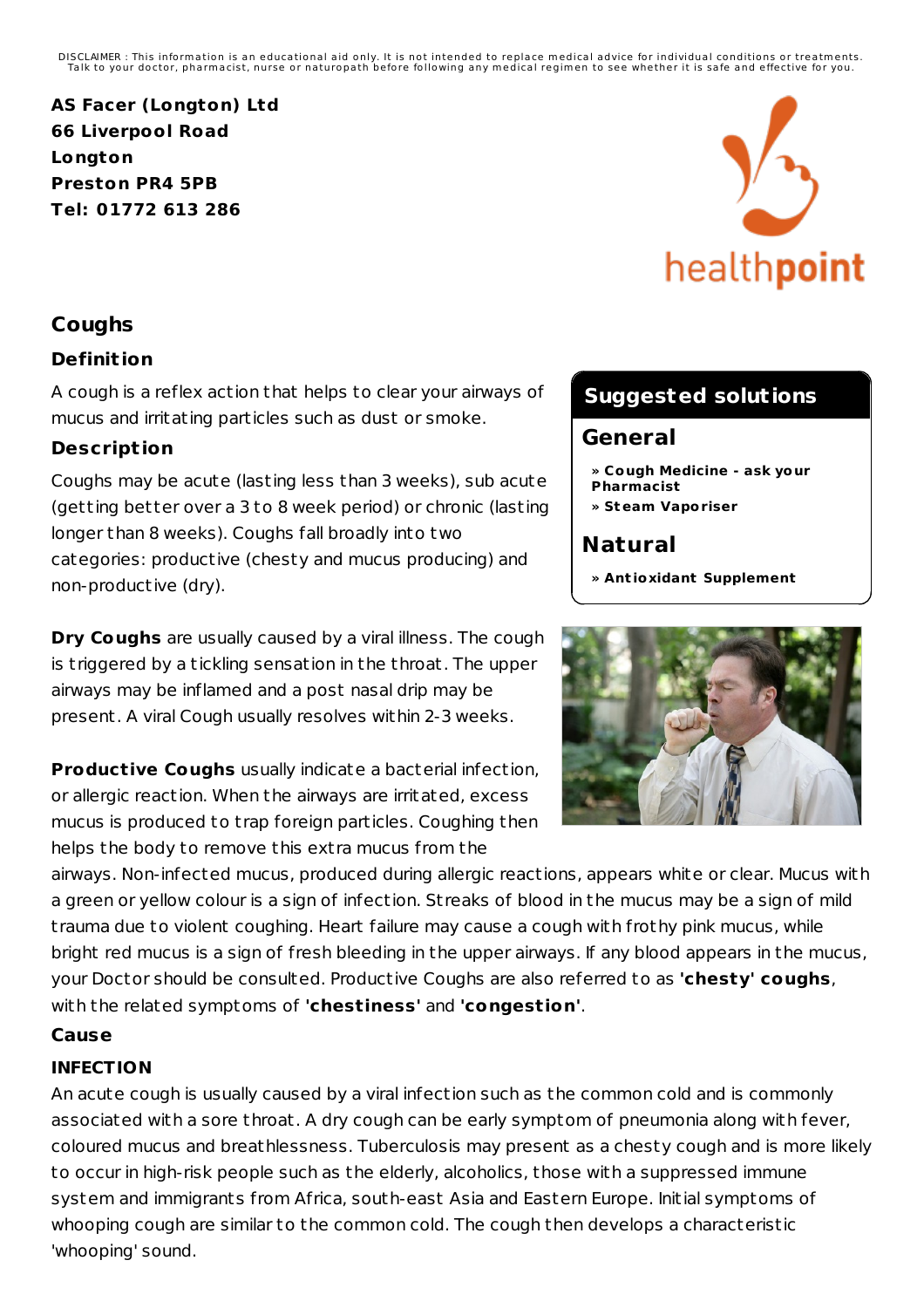DISCLAIMER : This information is an educational aid only. It is not intended to replace medical advice for individual conditions or treatments. Talk to your doctor, pharmacist, nurse or naturopath before following any medical regimen to see whether it is safe and effective for you.

**AS Facer (Longton) Ltd**
**66 Liverpool Road**
**Longton**
**Preston PR4 5PB**
**Tel: 01772 613 286**

# Coughs

## Definition

A cough is a reflex action that helps to clear your airways of mucus and irritating particles such as dust or smoke.

## Description

Coughs may be acute (lasting less than 3 weeks), sub acute (getting better over a 3 to 8 week period) or chronic (lasting longer than 8 weeks). Coughs fall broadly into two categories: productive (chesty and mucus producing) and non-productive (dry).

**Dry Coughs** are usually caused by a viral illness. The cough is triggered by a tickling sensation in the throat. The upper airways may be inflamed and a post nasal drip may be present. A viral Cough usually resolves within 2-3 weeks.

**Productive Coughs** usually indicate a bacterial infection, or allergic reaction. When the airways are irritated, excess mucus is produced to trap foreign particles. Coughing then helps the body to remove this extra mucus from the airways. Non-infected mucus, produced during allergic reactions, appears white or clear. Mucus with a green or yellow colour is a sign of infection. Streaks of blood in the mucus may be a sign of mild trauma due to violent coughing. Heart failure may cause a cough with frothy pink mucus, while bright red mucus is a sign of fresh bleeding in the upper airways. If any blood appears in the mucus, your Doctor should be consulted. Productive Coughs are also referred to as **'chesty' coughs**, with the related symptoms of **'chestiness'** and **'congestion'**.

## Suggested solutions

### General

- **Cough Medicine - ask your Pharmacist**
- **Steam Vaporiser**

### Natural

- **Antioxidant Supplement**

## Cause

### INFECTION

An acute cough is usually caused by a viral infection such as the common cold and is commonly associated with a sore throat. A dry cough can be early symptom of pneumonia along with fever, coloured mucus and breathlessness. Tuberculosis may present as a chesty cough and is more likely to occur in high-risk people such as the elderly, alcoholics, those with a suppressed immune system and immigrants from Africa, south-east Asia and Eastern Europe. Initial symptoms of whooping cough are similar to the common cold. The cough then develops a characteristic 'whooping' sound.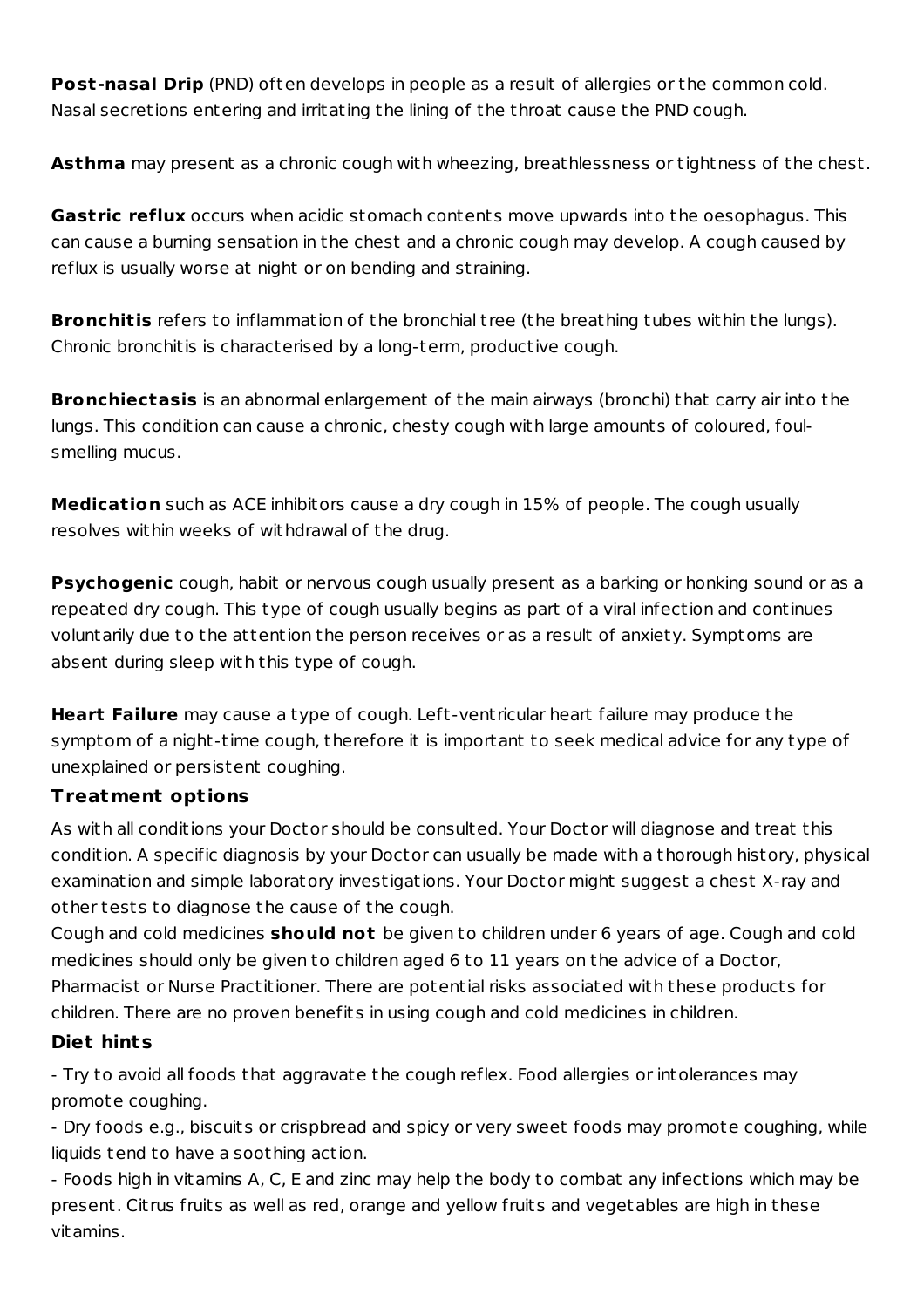**Post-nasal Drip** (PND) often develops in people as a result of allergies or the common cold. Nasal secretions entering and irritating the lining of the throat cause the PND cough.

**Asthma** may present as a chronic cough with wheezing, breathlessness or tightness of the chest.

**Gastric reflux** occurs when acidic stomach contents move upwards into the oesophagus. This can cause a burning sensation in the chest and a chronic cough may develop. A cough caused by reflux is usually worse at night or on bending and straining.

**Bronchitis** refers to inflammation of the bronchial tree (the breathing tubes within the lungs). Chronic bronchitis is characterised by a long-term, productive cough.

**Bronchiectasis** is an abnormal enlargement of the main airways (bronchi) that carry air into the lungs. This condition can cause a chronic, chesty cough with large amounts of coloured, foul-smelling mucus.

**Medication** such as ACE inhibitors cause a dry cough in 15% of people. The cough usually resolves within weeks of withdrawal of the drug.

**Psychogenic** cough, habit or nervous cough usually present as a barking or honking sound or as a repeated dry cough. This type of cough usually begins as part of a viral infection and continues voluntarily due to the attention the person receives or as a result of anxiety. Symptoms are absent during sleep with this type of cough.

**Heart Failure** may cause a type of cough. Left-ventricular heart failure may produce the symptom of a night-time cough, therefore it is important to seek medical advice for any type of unexplained or persistent coughing.

### Treatment options

As with all conditions your Doctor should be consulted. Your Doctor will diagnose and treat this condition. A specific diagnosis by your Doctor can usually be made with a thorough history, physical examination and simple laboratory investigations. Your Doctor might suggest a chest X-ray and other tests to diagnose the cause of the cough.

Cough and cold medicines **should not** be given to children under 6 years of age. Cough and cold medicines should only be given to children aged 6 to 11 years on the advice of a Doctor, Pharmacist or Nurse Practitioner. There are potential risks associated with these products for children. There are no proven benefits in using cough and cold medicines in children.

### Diet hints

- Try to avoid all foods that aggravate the cough reflex. Food allergies or intolerances may promote coughing.
- Dry foods e.g., biscuits or crispbread and spicy or very sweet foods may promote coughing, while liquids tend to have a soothing action.
- Foods high in vitamins A, C, E and zinc may help the body to combat any infections which may be present. Citrus fruits as well as red, orange and yellow fruits and vegetables are high in these vitamins.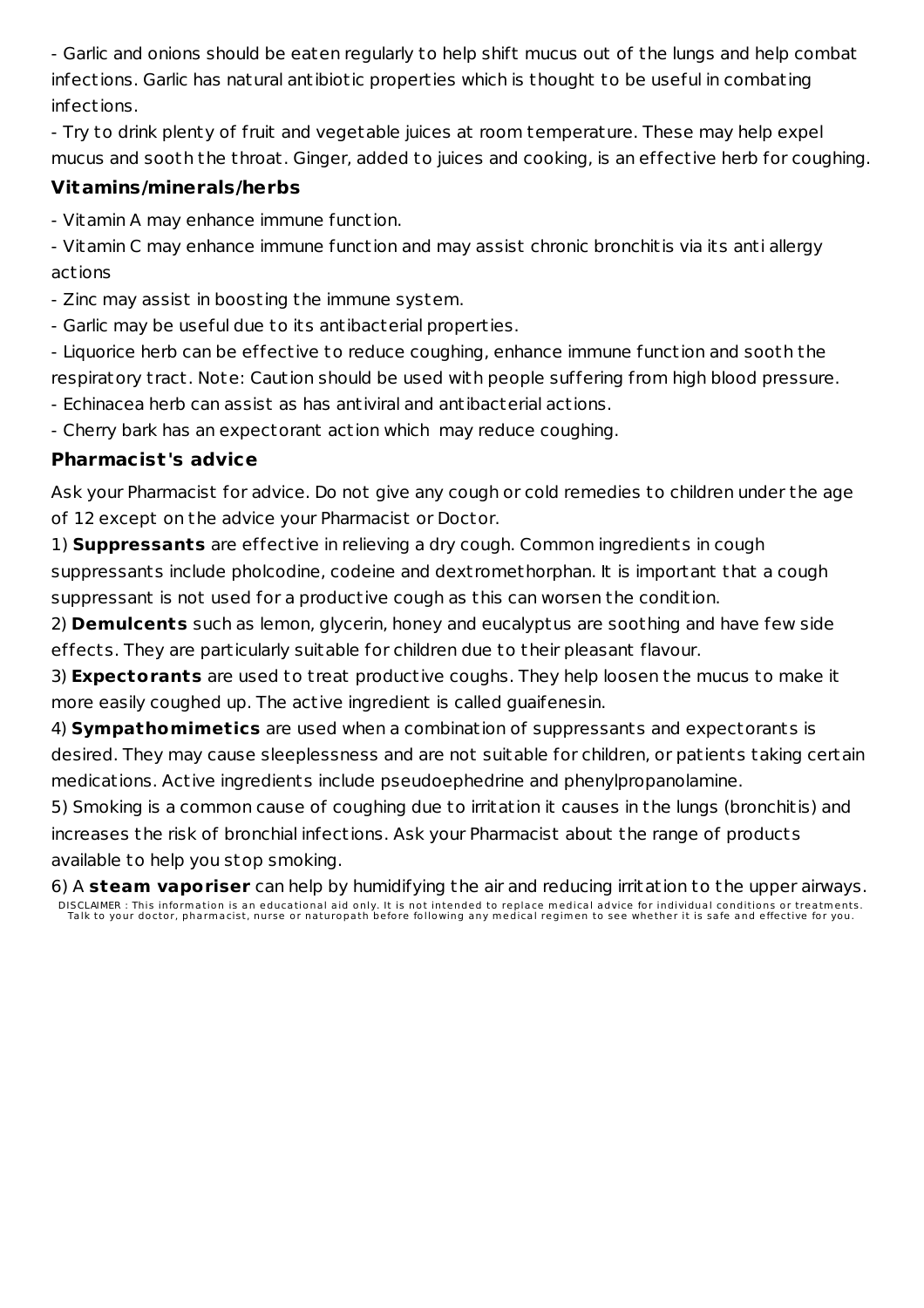- Garlic and onions should be eaten regularly to help shift mucus out of the lungs and help combat infections. Garlic has natural antibiotic properties which is thought to be useful in combating infections.

- Try to drink plenty of fruit and vegetable juices at room temperature. These may help expel mucus and sooth the throat. Ginger, added to juices and cooking, is an effective herb for coughing.

### Vitamins/minerals/herbs

- Vitamin A may enhance immune function.
- Vitamin C may enhance immune function and may assist chronic bronchitis via its anti allergy actions
- Zinc may assist in boosting the immune system.
- Garlic may be useful due to its antibacterial properties.
- Liquorice herb can be effective to reduce coughing, enhance immune function and sooth the respiratory tract. Note: Caution should be used with people suffering from high blood pressure.
- Echinacea herb can assist as has antiviral and antibacterial actions.
- Cherry bark has an expectorant action which may reduce coughing.

### Pharmacist's advice

Ask your Pharmacist for advice. Do not give any cough or cold remedies to children under the age of 12 except on the advice your Pharmacist or Doctor.

1) **Suppressants** are effective in relieving a dry cough. Common ingredients in cough suppressants include pholcodine, codeine and dextromethorphan. It is important that a cough suppressant is not used for a productive cough as this can worsen the condition.

2) **Demulcents** such as lemon, glycerin, honey and eucalyptus are soothing and have few side effects. They are particularly suitable for children due to their pleasant flavour.

3) **Expectorants** are used to treat productive coughs. They help loosen the mucus to make it more easily coughed up. The active ingredient is called guaifenesin.

4) **Sympathomimetics** are used when a combination of suppressants and expectorants is desired. They may cause sleeplessness and are not suitable for children, or patients taking certain medications. Active ingredients include pseudoephedrine and phenylpropanolamine.

5) Smoking is a common cause of coughing due to irritation it causes in the lungs (bronchitis) and increases the risk of bronchial infections. Ask your Pharmacist about the range of products available to help you stop smoking.

6) A **steam vaporiser** can help by humidifying the air and reducing irritation to the upper airways.

DISCLAIMER : This information is an educational aid only. It is not intended to replace medical advice for individual conditions or treatments. Talk to your doctor, pharmacist, nurse or naturopath before following any medical regimen to see whether it is safe and effective for you.